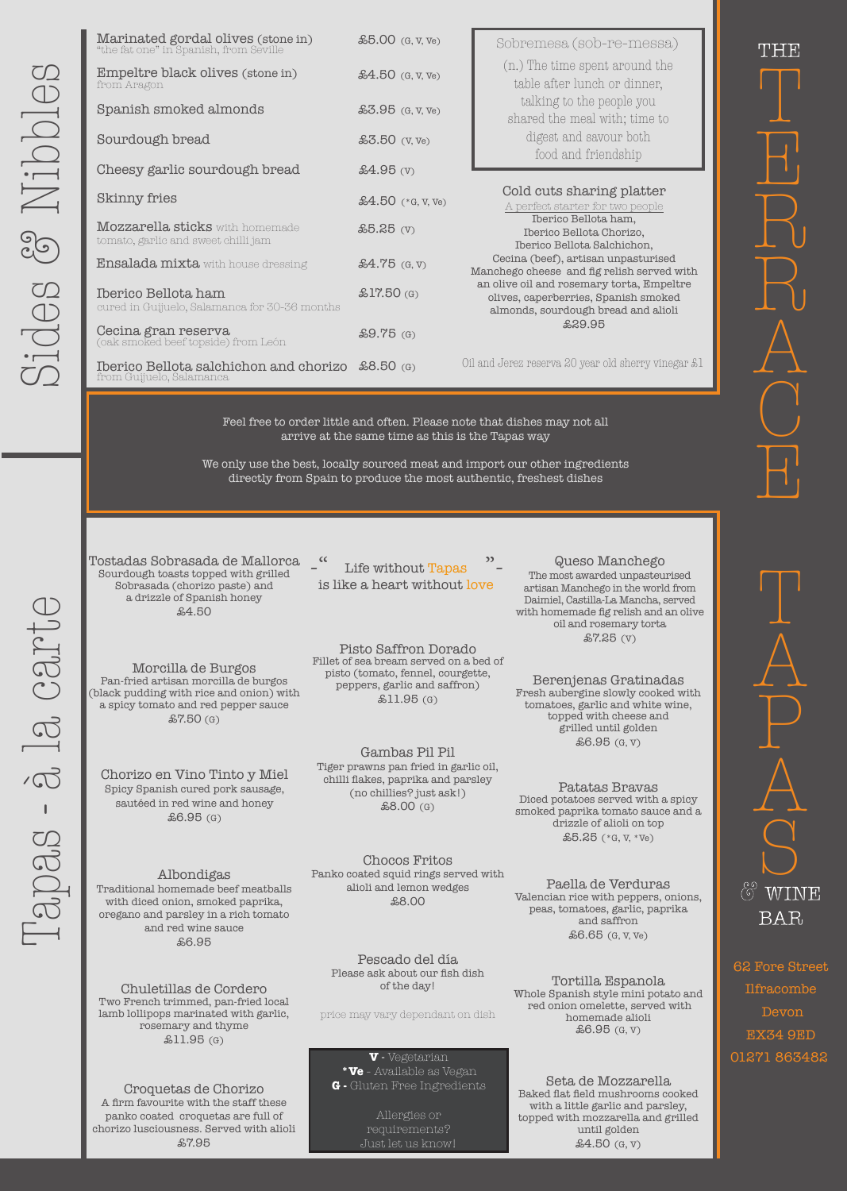# THE TERRACE TAPAS & WINE BAR

62 Fore Street
Ilfracombe
Devon
EX34 9ED
01271 863482

## Sides & Nibbles

| Item | Price |
|---|---|
| Marinated gordal olives (stone in) "the fat one" in Spanish, from Seville | £5.00 (G, V, Ve) |
| Empeltre black olives (stone in) from Aragon | £4.50 (G, V, Ve) |
| Spanish smoked almonds | £3.95 (G, V, Ve) |
| Sourdough bread | £3.50 (V, Ve) |
| Cheesy garlic sourdough bread | £4.95 (V) |
| Skinny fries | £4.50 (*G, V, Ve) |
| Mozzarella sticks with homemade tomato, garlic and sweet chilli jam | £5.25 (V) |
| Ensalada mixta with house dressing | £4.75 (G, V) |
| Iberico Bellota ham cured in Guijuelo, Salamanca for 30-36 months | £17.50 (G) |
| Cecina gran reserva (oak smoked beef topside) from León | £9.75 (G) |
| Iberico Bellota salchichon and chorizo from Guijuelo, Salamanca | £8.50 (G) |

**Sobremesa (sob-re-messa)**

(n.) The time spent around the table after lunch or dinner, talking to the people you shared the meal with; time to digest and savour both food and friendship

### Cold cuts sharing platter

A perfect starter for two people

Iberico Bellota ham, Iberico Bellota Chorizo, Iberico Bellota Salchichon, Cecina (beef), artisan unpasturised Manchego cheese and fig relish served with an olive oil and rosemary torta, Empeltre olives, caperberries, Spanish smoked almonds, sourdough bread and alioli

£29.95

Oil and Jerez reserva 20 year old sherry vinegar £1

Feel free to order little and often. Please note that dishes may not all arrive at the same time as this is the Tapas way

We only use the best, locally sourced meat and import our other ingredients directly from Spain to produce the most authentic, freshest dishes

## Tapas - à la carte

**Tostadas Sobrasada de Mallorca**
Sourdough toasts topped with grilled Sobrasada (chorizo paste) and a drizzle of Spanish honey
£4.50

**Morcilla de Burgos**
Pan-fried artisan morcilla de burgos (black pudding with rice and onion) with a spicy tomato and red pepper sauce
£7.50 (G)

**Chorizo en Vino Tinto y Miel**
Spicy Spanish cured pork sausage, sautéed in red wine and honey
£6.95 (G)

**Albondigas**
Traditional homemade beef meatballs with diced onion, smoked paprika, oregano and parsley in a rich tomato and red wine sauce
£6.95

**Chuletillas de Cordero**
Two French trimmed, pan-fried local lamb lollipops marinated with garlic, rosemary and thyme
£11.95 (G)

**Croquetas de Chorizo**
A firm favourite with the staff these panko coated croquetas are full of chorizo lusciousness. Served with alioli
£7.95

– " Life without Tapas is like a heart without love " –

**Pisto Saffron Dorado**
Fillet of sea bream served on a bed of pisto (tomato, fennel, courgette, peppers, garlic and saffron)
£11.95 (G)

**Gambas Pil Pil**
Tiger prawns pan fried in garlic oil, chilli flakes, paprika and parsley (no chillies? just ask!)
£8.00 (G)

**Chocos Fritos**
Panko coated squid rings served with alioli and lemon wedges
£8.00

**Pescado del día**
Please ask about our fish dish of the day!

price may vary dependant on dish

**V** - Vegetarian
***Ve** - Available as Vegan
**G** - Gluten Free Ingredients

Allergies or requirements? Just let us know!

**Queso Manchego**
The most awarded unpasteurised artisan Manchego in the world from Daimiel, Castilla-La Mancha, served with homemade fig relish and an olive oil and rosemary torta
£7.25 (V)

**Berenjenas Gratinadas**
Fresh aubergine slowly cooked with tomatoes, garlic and white wine, topped with cheese and grilled until golden
£6.95 (G, V)

**Patatas Bravas**
Diced potatoes served with a spicy smoked paprika tomato sauce and a drizzle of alioli on top
£5.25 (*G, V, *Ve)

**Paella de Verduras**
Valencian rice with peppers, onions, peas, tomatoes, garlic, paprika and saffron
£6.65 (G, V, Ve)

**Tortilla Espanola**
Whole Spanish style mini potato and red onion omelette, served with homemade alioli
£6.95 (G, V)

**Seta de Mozzarella**
Baked flat field mushrooms cooked with a little garlic and parsley, topped with mozzarella and grilled until golden
£4.50 (G, V)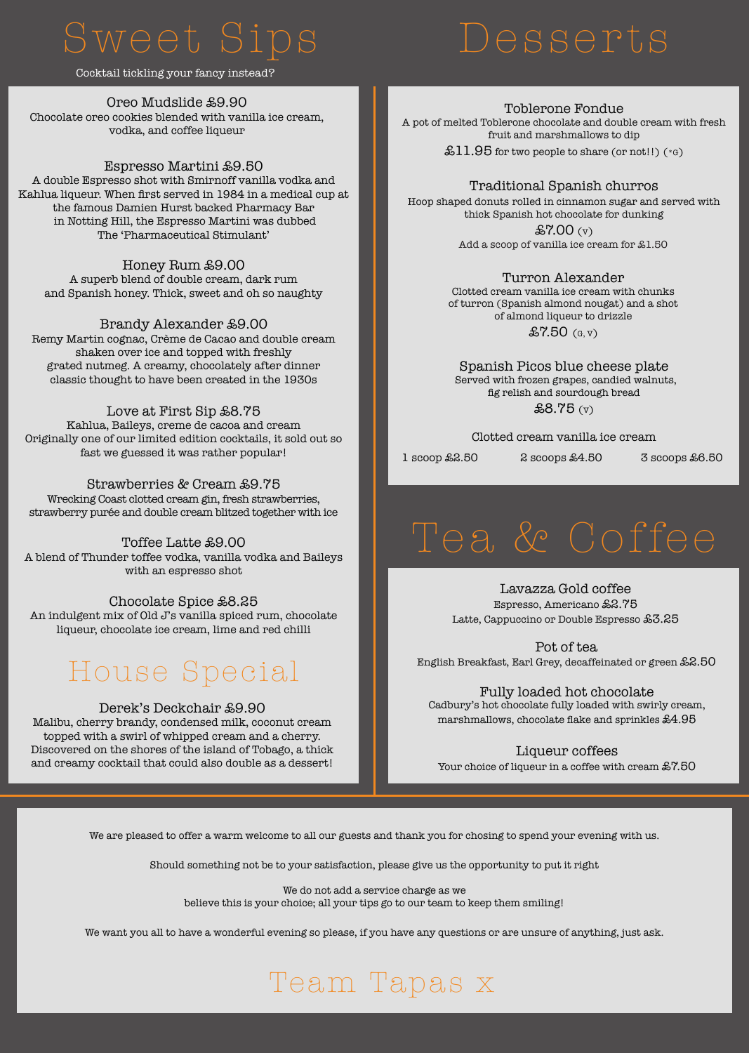# Sweet Sips

Cocktail tickling your fancy instead?

**Oreo Mudslide £9.90**
Chocolate oreo cookies blended with vanilla ice cream, vodka, and coffee liqueur

**Espresso Martini £9.50**
A double Espresso shot with Smirnoff vanilla vodka and Kahlua liqueur. When first served in 1984 in a medical cup at the famous Damien Hurst backed Pharmacy Bar in Notting Hill, the Espresso Martini was dubbed The 'Pharmaceutical Stimulant'

**Honey Rum £9.00**
A superb blend of double cream, dark rum and Spanish honey. Thick, sweet and oh so naughty

**Brandy Alexander £9.00**
Remy Martin cognac, Crème de Cacao and double cream shaken over ice and topped with freshly grated nutmeg. A creamy, chocolately after dinner classic thought to have been created in the 1930s

**Love at First Sip £8.75**
Kahlua, Baileys, creme de cacoa and cream
Originally one of our limited edition cocktails, it sold out so fast we guessed it was rather popular!

**Strawberries & Cream £9.75**
Wrecking Coast clotted cream gin, fresh strawberries, strawberry purée and double cream blitzed together with ice

**Toffee Latte £9.00**
A blend of Thunder toffee vodka, vanilla vodka and Baileys with an espresso shot

**Chocolate Spice £8.25**
An indulgent mix of Old J's vanilla spiced rum, chocolate liqueur, chocolate ice cream, lime and red chilli

## House Special

**Derek's Deckchair £9.90**
Malibu, cherry brandy, condensed milk, coconut cream topped with a swirl of whipped cream and a cherry. Discovered on the shores of the island of Tobago, a thick and creamy cocktail that could also double as a dessert!

# Desserts

**Toblerone Fondue**
A pot of melted Toblerone chocolate and double cream with fresh fruit and marshmallows to dip
£11.95 for two people to share (or not!!) (*G)

**Traditional Spanish churros**
Hoop shaped donuts rolled in cinnamon sugar and served with thick Spanish hot chocolate for dunking
£7.00 (V)
Add a scoop of vanilla ice cream for £1.50

**Turron Alexander**
Clotted cream vanilla ice cream with chunks of turron (Spanish almond nougat) and a shot of almond liqueur to drizzle
£7.50 (G, V)

**Spanish Picos blue cheese plate**
Served with frozen grapes, candied walnuts, fig relish and sourdough bread
£8.75 (V)

**Clotted cream vanilla ice cream**
1 scoop £2.50 2 scoops £4.50 3 scoops £6.50

# Tea & Coffee

**Lavazza Gold coffee**
Espresso, Americano £2.75
Latte, Cappuccino or Double Espresso £3.25

**Pot of tea**
English Breakfast, Earl Grey, decaffeinated or green £2.50

**Fully loaded hot chocolate**
Cadbury's hot chocolate fully loaded with swirly cream, marshmallows, chocolate flake and sprinkles £4.95

**Liqueur coffees**
Your choice of liqueur in a coffee with cream £7.50

---

We are pleased to offer a warm welcome to all our guests and thank you for chosing to spend your evening with us.

Should something not be to your satisfaction, please give us the opportunity to put it right

We do not add a service charge as we believe this is your choice; all your tips go to our team to keep them smiling!

We want you all to have a wonderful evening so please, if you have any questions or are unsure of anything, just ask.

Team Tapas x